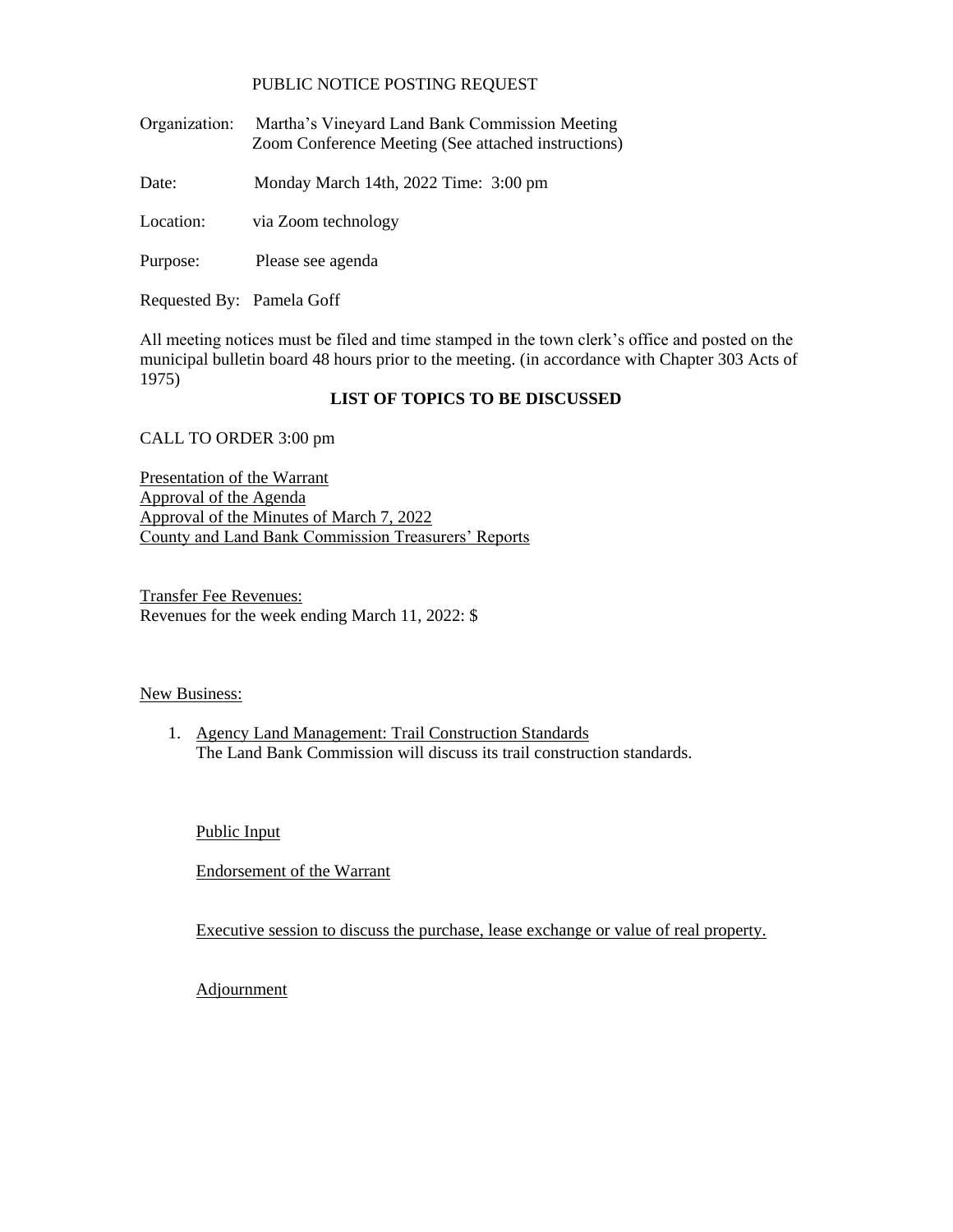PUBLIC NOTICE POSTING REQUEST

Organization: Martha's Vineyard Land Bank Commission Meeting
Zoom Conference Meeting (See attached instructions)

Date: Monday March 14th, 2022 Time: 3:00 pm

Location: via Zoom technology

Purpose: Please see agenda

Requested By: Pamela Goff

All meeting notices must be filed and time stamped in the town clerk's office and posted on the municipal bulletin board 48 hours prior to the meeting. (in accordance with Chapter 303 Acts of 1975)

**LIST OF TOPICS TO BE DISCUSSED**

CALL TO ORDER 3:00 pm

Presentation of the Warrant
Approval of the Agenda
Approval of the Minutes of March 7, 2022
County and Land Bank Commission Treasurers' Reports

Transfer Fee Revenues:
Revenues for the week ending March 11, 2022: $

New Business:

1. Agency Land Management: Trail Construction Standards
   The Land Bank Commission will discuss its trail construction standards.

Public Input

Endorsement of the Warrant

Executive session to discuss the purchase, lease exchange or value of real property.

Adjournment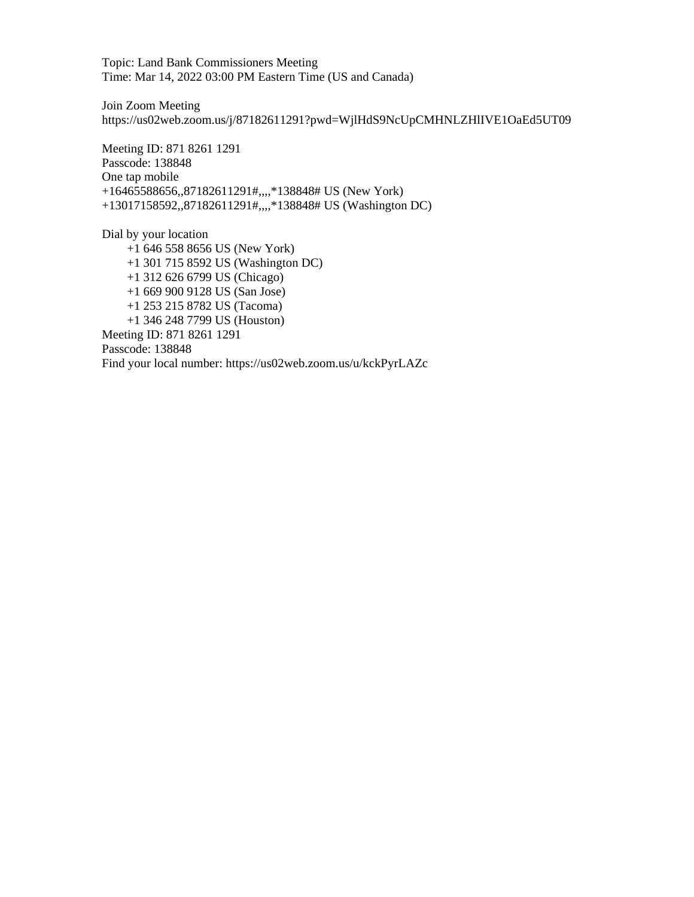Topic: Land Bank Commissioners Meeting
Time: Mar 14, 2022 03:00 PM Eastern Time (US and Canada)

Join Zoom Meeting
https://us02web.zoom.us/j/87182611291?pwd=WjlHdS9NcUpCMHNLZHlIVE1OaEd5UT09

Meeting ID: 871 8261 1291
Passcode: 138848
One tap mobile
+16465588656,,87182611291#,,,,*138848# US (New York)
+13017158592,,87182611291#,,,,*138848# US (Washington DC)

Dial by your location
- +1 646 558 8656 US (New York)
- +1 301 715 8592 US (Washington DC)
- +1 312 626 6799 US (Chicago)
- +1 669 900 9128 US (San Jose)
- +1 253 215 8782 US (Tacoma)
- +1 346 248 7799 US (Houston)

Meeting ID: 871 8261 1291
Passcode: 138848
Find your local number: https://us02web.zoom.us/u/kckPyrLAZc